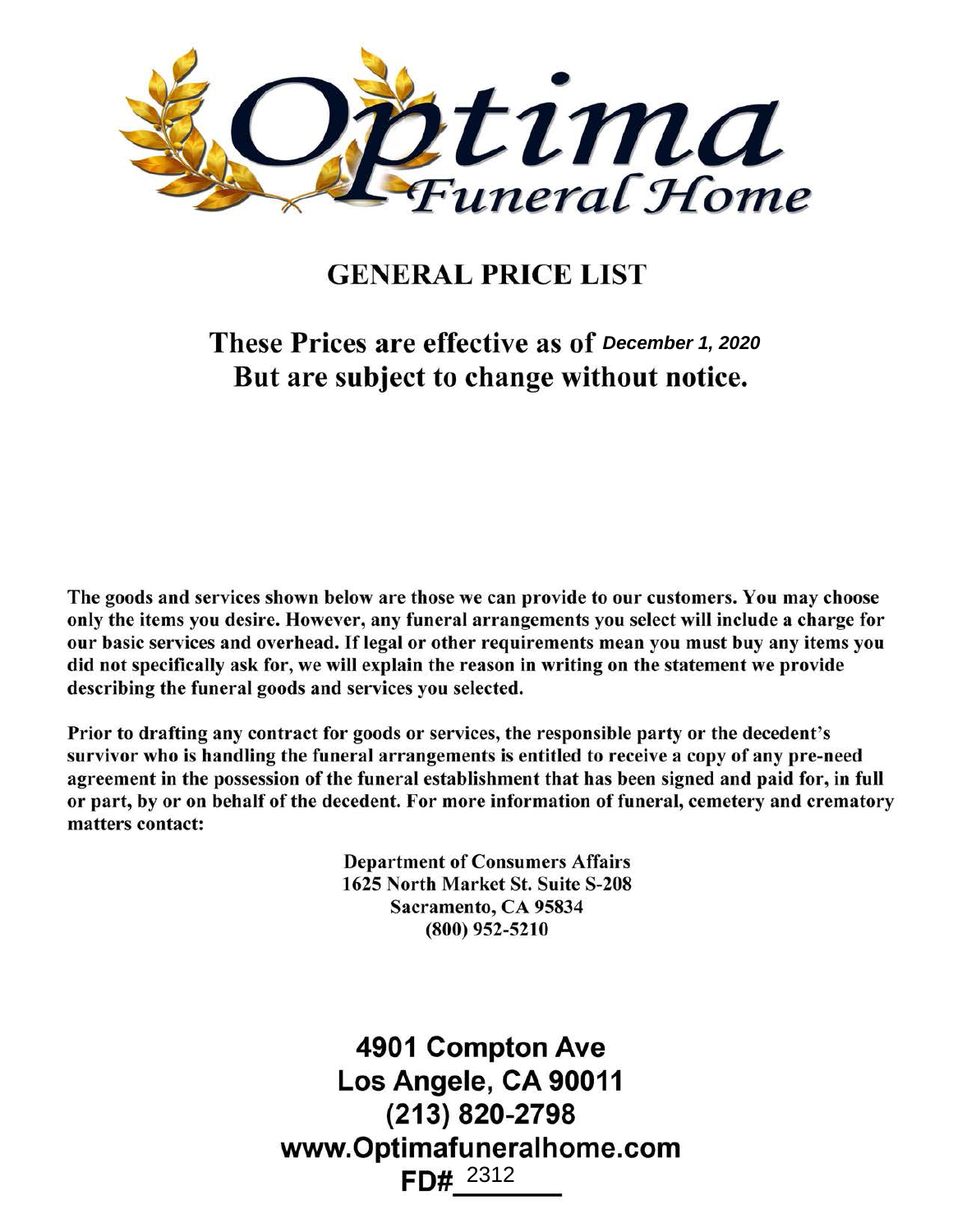# Optima Funeral Home

## GENERAL PRICE LIST

### These Prices are effective as of *December 1, 2020*
### But are subject to change without notice.

**The goods and services shown below are those we can provide to our customers. You may choose only the items you desire. However, any funeral arrangements you select will include a charge for our basic services and overhead. If legal or other requirements mean you must buy any items you did not specifically ask for, we will explain the reason in writing on the statement we provide describing the funeral goods and services you selected.**

**Prior to drafting any contract for goods or services, the responsible party or the decedent's survivor who is handling the funeral arrangements is entitled to receive a copy of any pre-need agreement in the possession of the funeral establishment that has been signed and paid for, in full or part, by or on behalf of the decedent. For more information of funeral, cemetery and crematory matters contact:**

**Department of Consumers Affairs**
**1625 North Market St. Suite S-208**
**Sacramento, CA 95834**
**(800) 952-5210**

**4901 Compton Ave**
**Los Angele, CA 90011**
**(213) 820-2798**
**www.Optimafuneralhome.com**
**FD# 2312**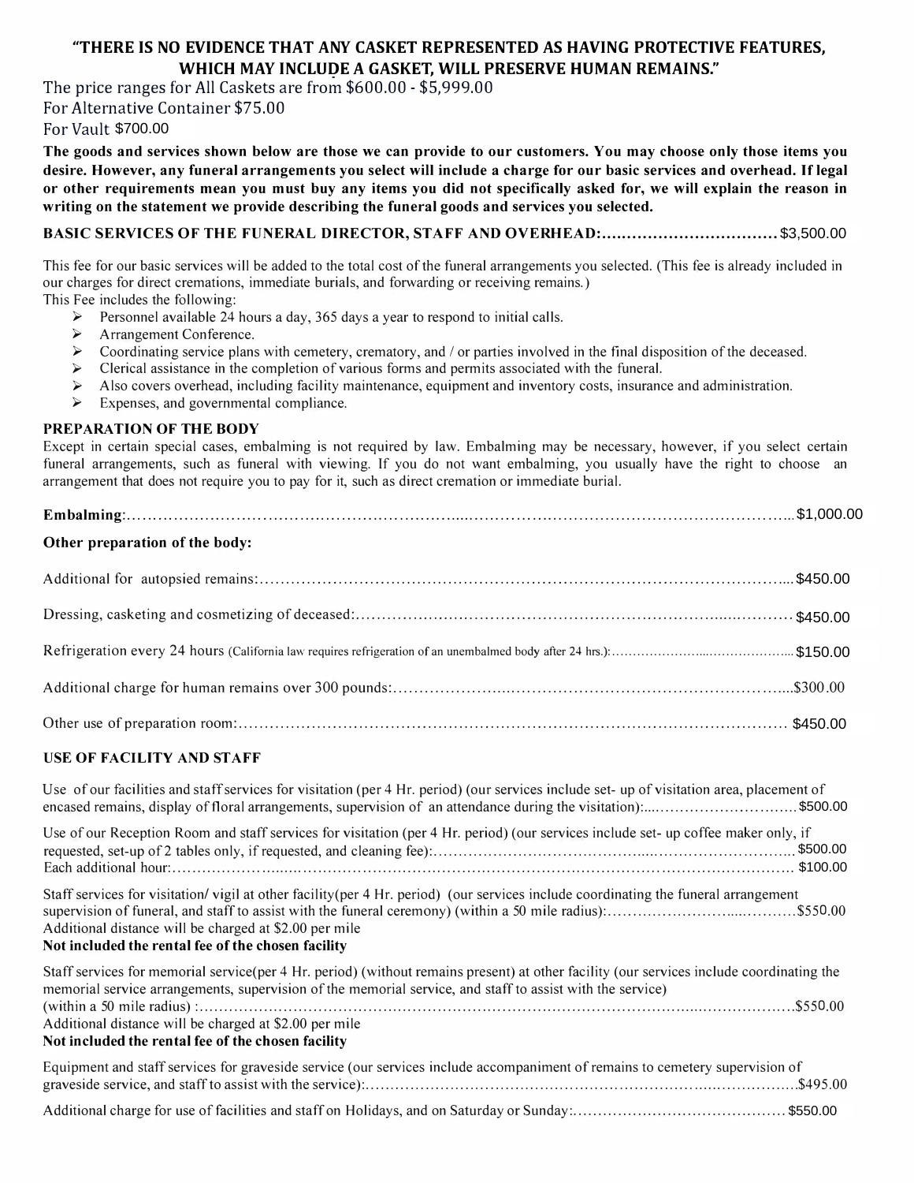**"THERE IS NO EVIDENCE THAT ANY CASKET REPRESENTED AS HAVING PROTECTIVE FEATURES, WHICH MAY INCLUDE A GASKET, WILL PRESERVE HUMAN REMAINS."**

The price ranges for All Caskets are from $600.00 - $5,999.00

For Alternative Container $75.00

For Vault $700.00

**The goods and services shown below are those we can provide to our customers. You may choose only those items you desire. However, any funeral arrangements you select will include a charge for our basic services and overhead. If legal or other requirements mean you must buy any items you did not specifically asked for, we will explain the reason in writing on the statement we provide describing the funeral goods and services you selected.**

**BASIC SERVICES OF THE FUNERAL DIRECTOR, STAFF AND OVERHEAD:**................................ $3,500.00

This fee for our basic services will be added to the total cost of the funeral arrangements you selected. (This fee is already included in our charges for direct cremations, immediate burials, and forwarding or receiving remains.)

This Fee includes the following:

- Personnel available 24 hours a day, 365 days a year to respond to initial calls.
- Arrangement Conference.
- Coordinating service plans with cemetery, crematory, and / or parties involved in the final disposition of the deceased.
- Clerical assistance in the completion of various forms and permits associated with the funeral.
- Also covers overhead, including facility maintenance, equipment and inventory costs, insurance and administration.
- Expenses, and governmental compliance.

**PREPARATION OF THE BODY**

Except in certain special cases, embalming is not required by law. Embalming may be necessary, however, if you select certain funeral arrangements, such as funeral with viewing. If you do not want embalming, you usually have the right to choose an arrangement that does not require you to pay for it, such as direct cremation or immediate burial.

**Embalming**:.................................................................................................................... $1,000.00

**Other preparation of the body:**

Additional for autopsied remains:.................................................................................... $450.00

Dressing, casketing and cosmetizing of deceased:.......................................................... $450.00

Refrigeration every 24 hours (California law requires refrigeration of an unembalmed body after 24 hrs.):............................ $150.00

Additional charge for human remains over 300 pounds:............................................... $300.00

Other use of preparation room:........................................................................................ $450.00

**USE OF FACILITY AND STAFF**

Use of our facilities and staff services for visitation (per 4 Hr. period) (our services include set- up of visitation area, placement of encased remains, display of floral arrangements, supervision of an attendance during the visitation):............................ $500.00

Use of our Reception Room and staff services for visitation (per 4 Hr. period) (our services include set- up coffee maker only, if requested, set-up of 2 tables only, if requested, and cleaning fee):........................................................ $500.00

Each additional hour:............................................................................................................ $100.00

Staff services for visitation/ vigil at other facility(per 4 Hr. period) (our services include coordinating the funeral arrangement supervision of funeral, and staff to assist with the funeral ceremony) (within a 50 mile radius):................................ $550.00

Additional distance will be charged at $2.00 per mile

**Not included the rental fee of the chosen facility**

Staff services for memorial service(per 4 Hr. period) (without remains present) at other facility (our services include coordinating the memorial service arrangements, supervision of the memorial service, and staff to assist with the service) (within a 50 mile radius) :.................................................................................................................. $550.00

Additional distance will be charged at $2.00 per mile

**Not included the rental fee of the chosen facility**

Equipment and staff services for graveside service (our services include accompaniment of remains to cemetery supervision of graveside service, and staff to assist with the service):...................................................................... $495.00

Additional charge for use of facilities and staff on Holidays, and on Saturday or Sunday:........................................ $550.00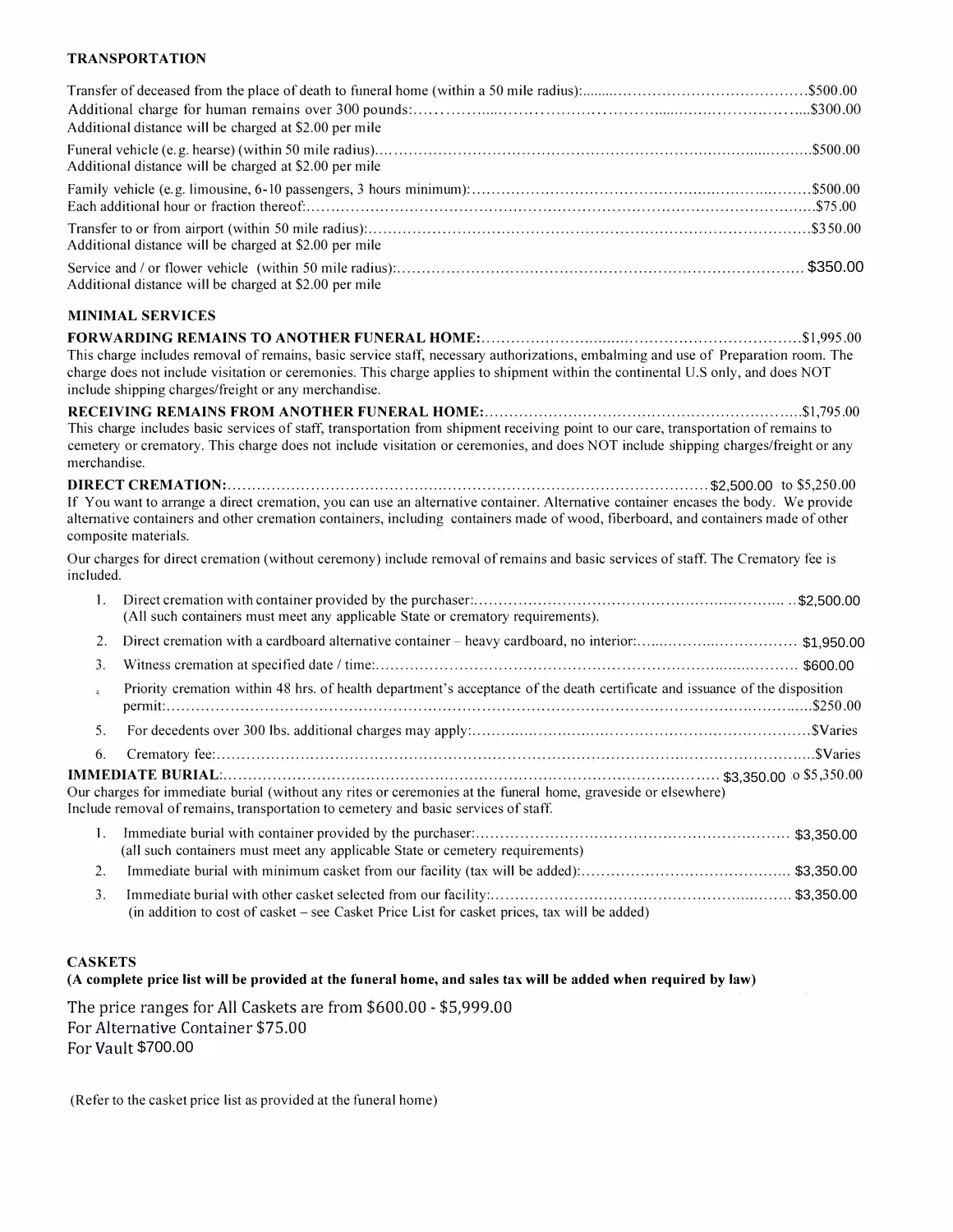## TRANSPORTATION

Transfer of deceased from the place of death to funeral home (within a 50 mile radius): $500.00
Additional charge for human remains over 300 pounds: $300.00
Additional distance will be charged at $2.00 per mile

Funeral vehicle (e.g. hearse) (within 50 mile radius) $500.00
Additional distance will be charged at $2.00 per mile

Family vehicle (e.g. limousine, 6-10 passengers, 3 hours minimum): $500.00
Each additional hour or fraction thereof: $75.00

Transfer to or from airport (within 50 mile radius): $350.00
Additional distance will be charged at $2.00 per mile

Service and / or flower vehicle (within 50 mile radius): $350.00
Additional distance will be charged at $2.00 per mile

## MINIMAL SERVICES

**FORWARDING REMAINS TO ANOTHER FUNERAL HOME:** $1,995.00
This charge includes removal of remains, basic service staff, necessary authorizations, embalming and use of Preparation room. The charge does not include visitation or ceremonies. This charge applies to shipment within the continental U.S only, and does NOT include shipping charges/freight or any merchandise.

**RECEIVING REMAINS FROM ANOTHER FUNERAL HOME:** $1,795.00
This charge includes basic services of staff, transportation from shipment receiving point to our care, transportation of remains to cemetery or crematory. This charge does not include visitation or ceremonies, and does NOT include shipping charges/freight or any merchandise.

**DIRECT CREMATION:** $2,500.00 to $5,250.00
If You want to arrange a direct cremation, you can use an alternative container. Alternative container encases the body. We provide alternative containers and other cremation containers, including containers made of wood, fiberboard, and containers made of other composite materials.

Our charges for direct cremation (without ceremony) include removal of remains and basic services of staff. The Crematory fee is included.

1. Direct cremation with container provided by the purchaser: $2,500.00
   (All such containers must meet any applicable State or crematory requirements).
2. Direct cremation with a cardboard alternative container – heavy cardboard, no interior: $1,950.00
3. Witness cremation at specified date / time: $600.00
4. Priority cremation within 48 hrs. of health department's acceptance of the death certificate and issuance of the disposition permit: $250.00
5. For decedents over 300 lbs. additional charges may apply: $Varies
6. Crematory fee: $Varies

**IMMEDIATE BURIAL:** $3,350.00 to $5,350.00
Our charges for immediate burial (without any rites or ceremonies at the funeral home, graveside or elsewhere)
Include removal of remains, transportation to cemetery and basic services of staff.

1. Immediate burial with container provided by the purchaser: $3,350.00
   (all such containers must meet any applicable State or cemetery requirements)
2. Immediate burial with minimum casket from our facility (tax will be added): $3,350.00
3. Immediate burial with other casket selected from our facility: $3,350.00
   (in addition to cost of casket – see Casket Price List for casket prices, tax will be added)

## CASKETS

**(A complete price list will be provided at the funeral home, and sales tax will be added when required by law)**

The price ranges for All Caskets are from $600.00 - $5,999.00
For Alternative Container $75.00
For Vault $700.00

(Refer to the casket price list as provided at the funeral home)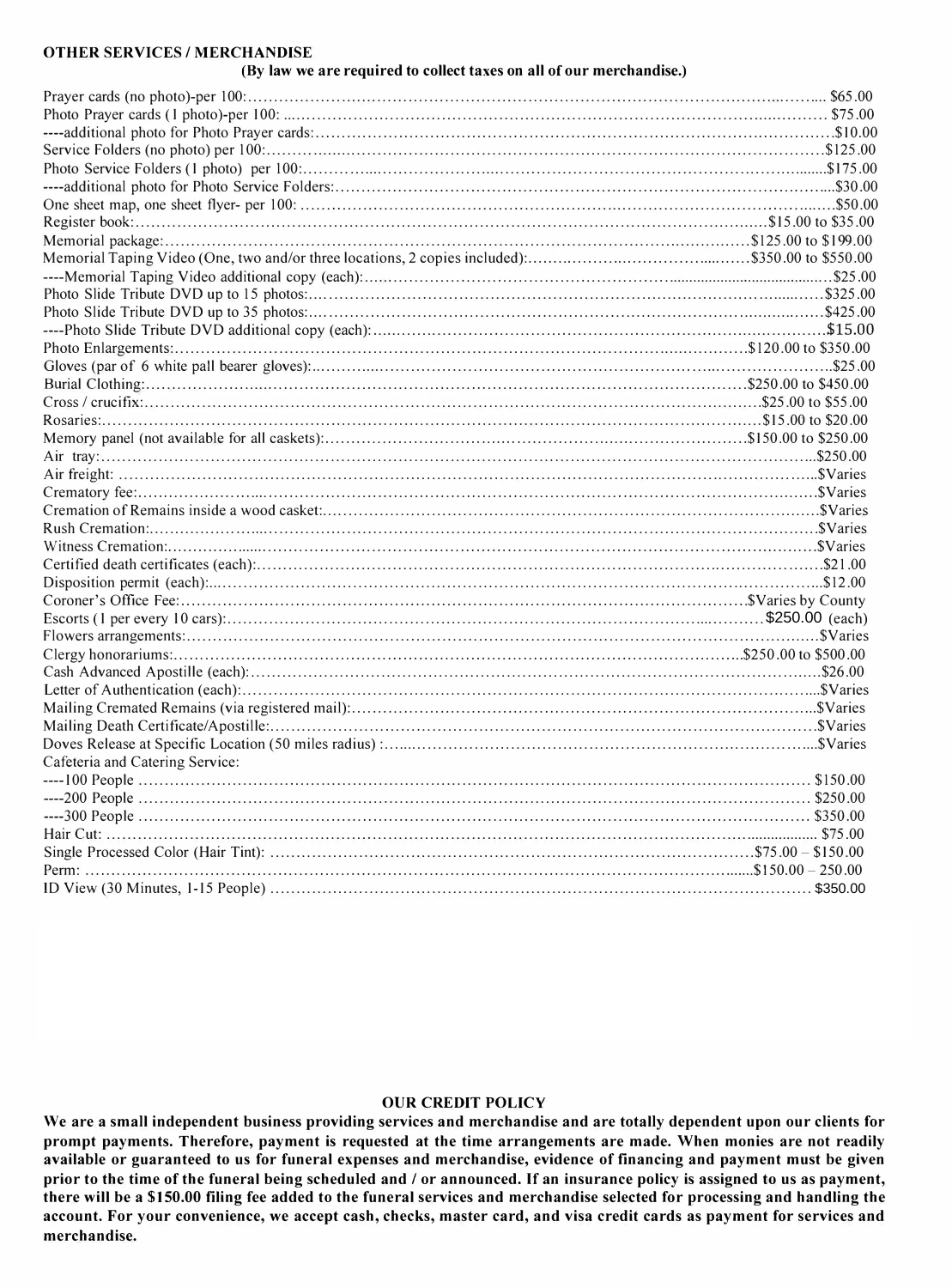**OTHER SERVICES / MERCHANDISE**

**(By law we are required to collect taxes on all of our merchandise.)**

| | |
|---|---|
| Prayer cards (no photo)-per 100: | $65.00 |
| Photo Prayer cards (1 photo)-per 100: | $75.00 |
| ----additional photo for Photo Prayer cards: | $10.00 |
| Service Folders (no photo) per 100: | $125.00 |
| Photo Service Folders (1 photo) per 100: | $175.00 |
| ----additional photo for Photo Service Folders: | $30.00 |
| One sheet map, one sheet flyer- per 100: | $50.00 |
| Register book: | $15.00 to $35.00 |
| Memorial package: | $125.00 to $199.00 |
| Memorial Taping Video (One, two and/or three locations, 2 copies included): | $350.00 to $550.00 |
| ----Memorial Taping Video additional copy (each): | $25.00 |
| Photo Slide Tribute DVD up to 15 photos: | $325.00 |
| Photo Slide Tribute DVD up to 35 photos: | $425.00 |
| ----Photo Slide Tribute DVD additional copy (each): | $15.00 |
| Photo Enlargements: | $120.00 to $350.00 |
| Gloves (par of 6 white pall bearer gloves): | $25.00 |
| Burial Clothing: | $250.00 to $450.00 |
| Cross / crucifix: | $25.00 to $55.00 |
| Rosaries: | $15.00 to $20.00 |
| Memory panel (not available for all caskets): | $150.00 to $250.00 |
| Air tray: | $250.00 |
| Air freight: | $Varies |
| Crematory fee: | $Varies |
| Cremation of Remains inside a wood casket: | $Varies |
| Rush Cremation: | $Varies |
| Witness Cremation: | $Varies |
| Certified death certificates (each): | $21.00 |
| Disposition permit (each): | $12.00 |
| Coroner's Office Fee: | $Varies by County |
| Escorts (1 per every 10 cars): | $250.00 (each) |
| Flowers arrangements: | $Varies |
| Clergy honorariums: | $250.00 to $500.00 |
| Cash Advanced Apostille (each): | $26.00 |
| Letter of Authentication (each): | $Varies |
| Mailing Cremated Remains (via registered mail): | $Varies |
| Mailing Death Certificate/Apostille: | $Varies |
| Doves Release at Specific Location (50 miles radius) : | $Varies |
| Cafeteria and Catering Service: | |
| ----100 People | $150.00 |
| ----200 People | $250.00 |
| ----300 People | $350.00 |
| Hair Cut: | $75.00 |
| Single Processed Color (Hair Tint): | $75.00 – $150.00 |
| Perm: | $150.00 – 250.00 |
| ID View (30 Minutes, 1-15 People) | $350.00 |

**OUR CREDIT POLICY**

**We are a small independent business providing services and merchandise and are totally dependent upon our clients for prompt payments. Therefore, payment is requested at the time arrangements are made. When monies are not readily available or guaranteed to us for funeral expenses and merchandise, evidence of financing and payment must be given prior to the time of the funeral being scheduled and / or announced. If an insurance policy is assigned to us as payment, there will be a $150.00 filing fee added to the funeral services and merchandise selected for processing and handling the account. For your convenience, we accept cash, checks, master card, and visa credit cards as payment for services and merchandise.**